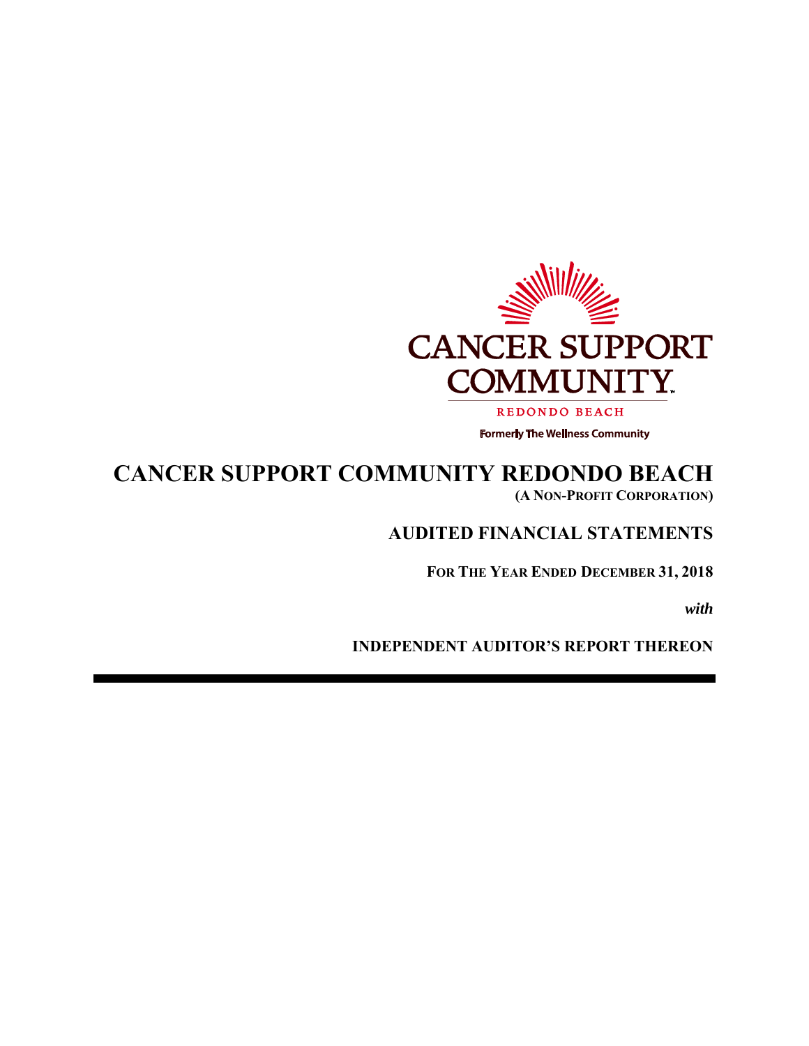CANCER SUPPORT COMMUNITY

REDONDO BEACH

Formerly The Wellness Community

# CANCER SUPPORT COMMUNITY REDONDO BEACH

**(A NON-PROFIT CORPORATION)**

## AUDITED FINANCIAL STATEMENTS

**FOR THE YEAR ENDED DECEMBER 31, 2018**

***with***

**INDEPENDENT AUDITOR'S REPORT THEREON**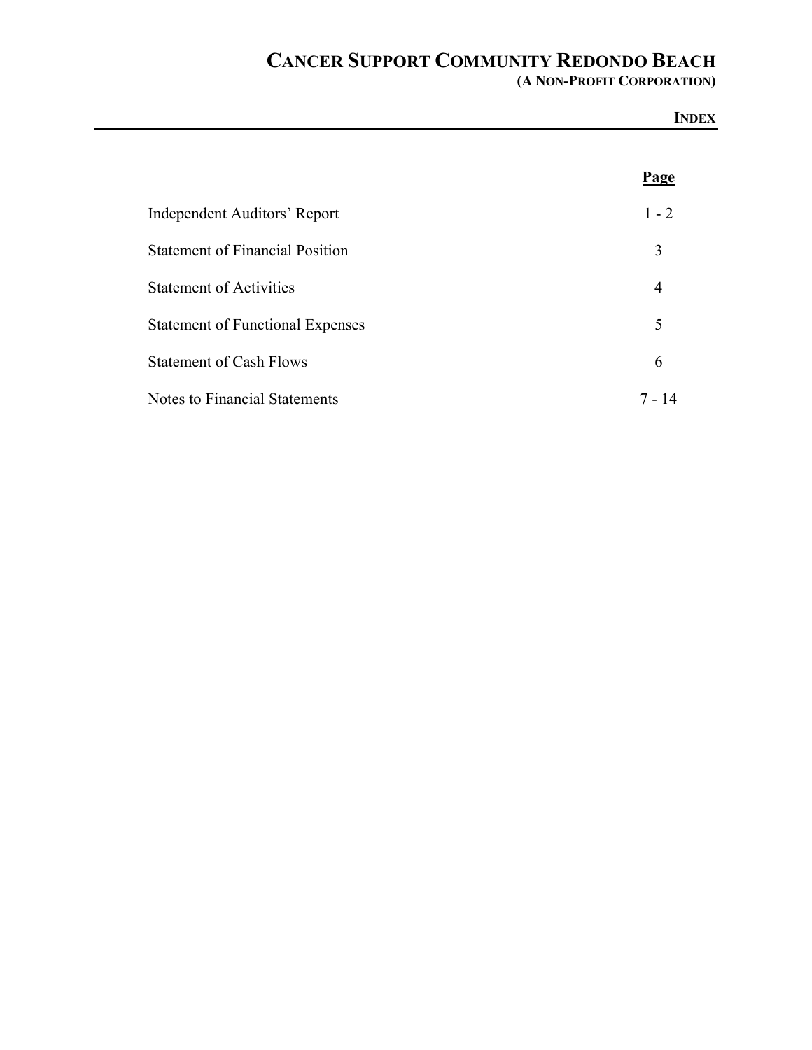# CANCER SUPPORT COMMUNITY REDONDO BEACH

**(A NON-PROFIT CORPORATION)**

**INDEX**

| | Page |
|---|---|
| Independent Auditors' Report | 1 - 2 |
| Statement of Financial Position | 3 |
| Statement of Activities | 4 |
| Statement of Functional Expenses | 5 |
| Statement of Cash Flows | 6 |
| Notes to Financial Statements | 7 - 14 |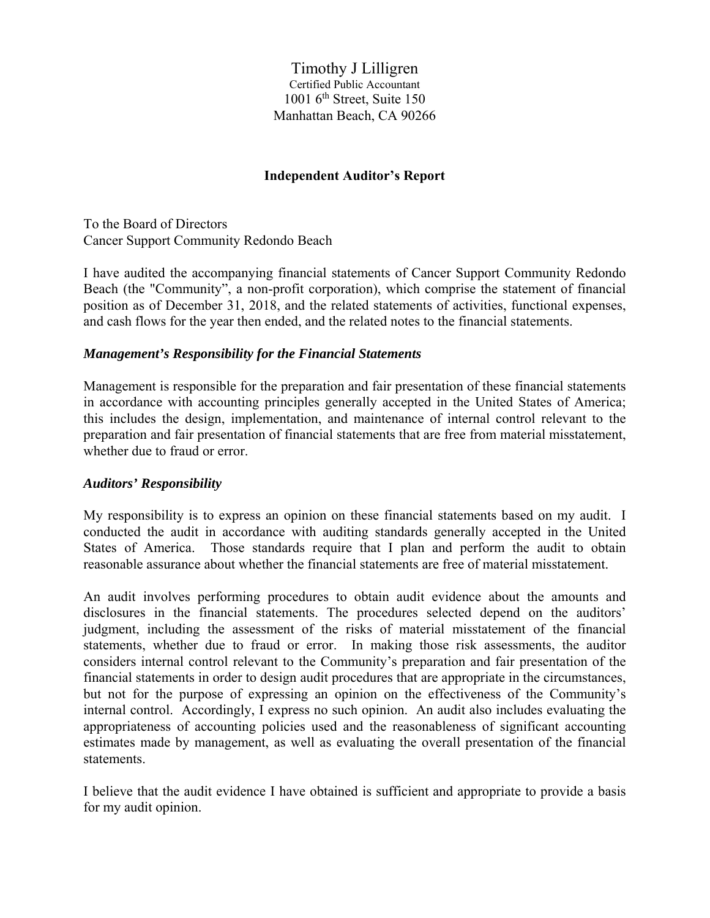Timothy J Lilligren
Certified Public Accountant
1001 6th Street, Suite 150
Manhattan Beach, CA 90266

**Independent Auditor's Report**

To the Board of Directors
Cancer Support Community Redondo Beach

I have audited the accompanying financial statements of Cancer Support Community Redondo Beach (the "Community", a non-profit corporation), which comprise the statement of financial position as of December 31, 2018, and the related statements of activities, functional expenses, and cash flows for the year then ended, and the related notes to the financial statements.

***Management's Responsibility for the Financial Statements***

Management is responsible for the preparation and fair presentation of these financial statements in accordance with accounting principles generally accepted in the United States of America; this includes the design, implementation, and maintenance of internal control relevant to the preparation and fair presentation of financial statements that are free from material misstatement, whether due to fraud or error.

***Auditors' Responsibility***

My responsibility is to express an opinion on these financial statements based on my audit. I conducted the audit in accordance with auditing standards generally accepted in the United States of America. Those standards require that I plan and perform the audit to obtain reasonable assurance about whether the financial statements are free of material misstatement.

An audit involves performing procedures to obtain audit evidence about the amounts and disclosures in the financial statements. The procedures selected depend on the auditors' judgment, including the assessment of the risks of material misstatement of the financial statements, whether due to fraud or error. In making those risk assessments, the auditor considers internal control relevant to the Community's preparation and fair presentation of the financial statements in order to design audit procedures that are appropriate in the circumstances, but not for the purpose of expressing an opinion on the effectiveness of the Community's internal control. Accordingly, I express no such opinion. An audit also includes evaluating the appropriateness of accounting policies used and the reasonableness of significant accounting estimates made by management, as well as evaluating the overall presentation of the financial statements.

I believe that the audit evidence I have obtained is sufficient and appropriate to provide a basis for my audit opinion.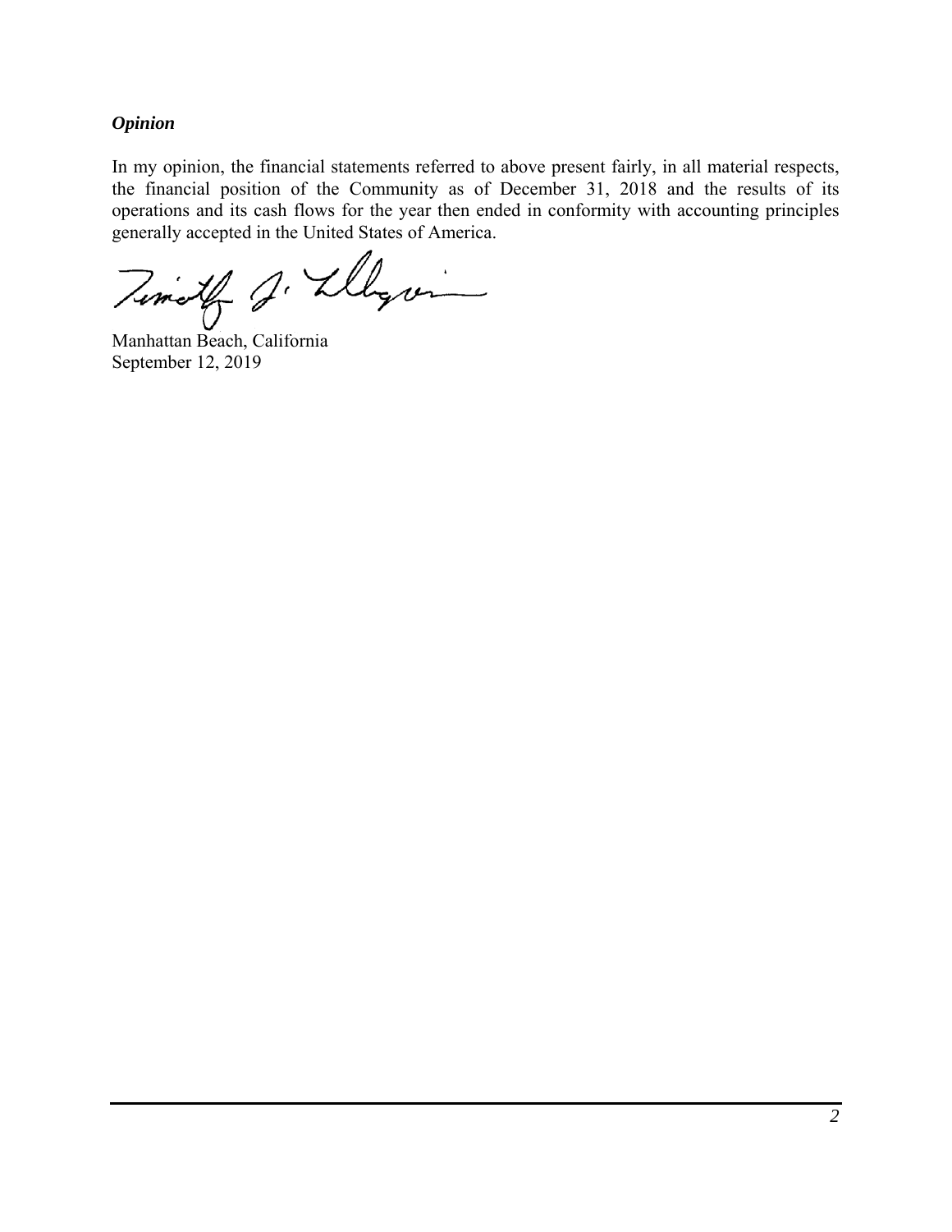### *Opinion*

In my opinion, the financial statements referred to above present fairly, in all material respects, the financial position of the Community as of December 31, 2018 and the results of its operations and its cash flows for the year then ended in conformity with accounting principles generally accepted in the United States of America.

Manhattan Beach, California
September 12, 2019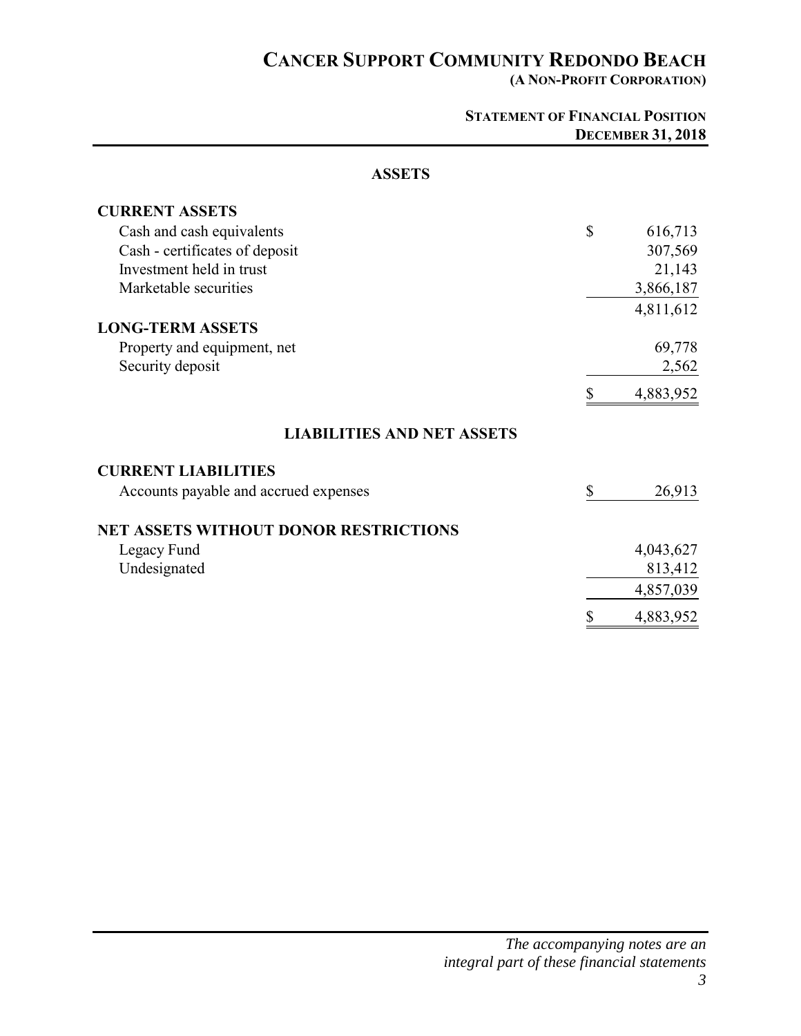# CANCER SUPPORT COMMUNITY REDONDO BEACH

**(A NON-PROFIT CORPORATION)**

**STATEMENT OF FINANCIAL POSITION**
**DECEMBER 31, 2018**

## ASSETS

| | |
|---|---|
| **CURRENT ASSETS** | |
| Cash and cash equivalents | $ 616,713 |
| Cash - certificates of deposit | 307,569 |
| Investment held in trust | 21,143 |
| Marketable securities | 3,866,187 |
| | 4,811,612 |
| **LONG-TERM ASSETS** | |
| Property and equipment, net | 69,778 |
| Security deposit | 2,562 |
| | $ 4,883,952 |

## LIABILITIES AND NET ASSETS

| | |
|---|---|
| **CURRENT LIABILITIES** | |
| Accounts payable and accrued expenses | $ 26,913 |
| **NET ASSETS WITHOUT DONOR RESTRICTIONS** | |
| Legacy Fund | 4,043,627 |
| Undesignated | 813,412 |
| | 4,857,039 |
| | $ 4,883,952 |

*The accompanying notes are an integral part of these financial statements*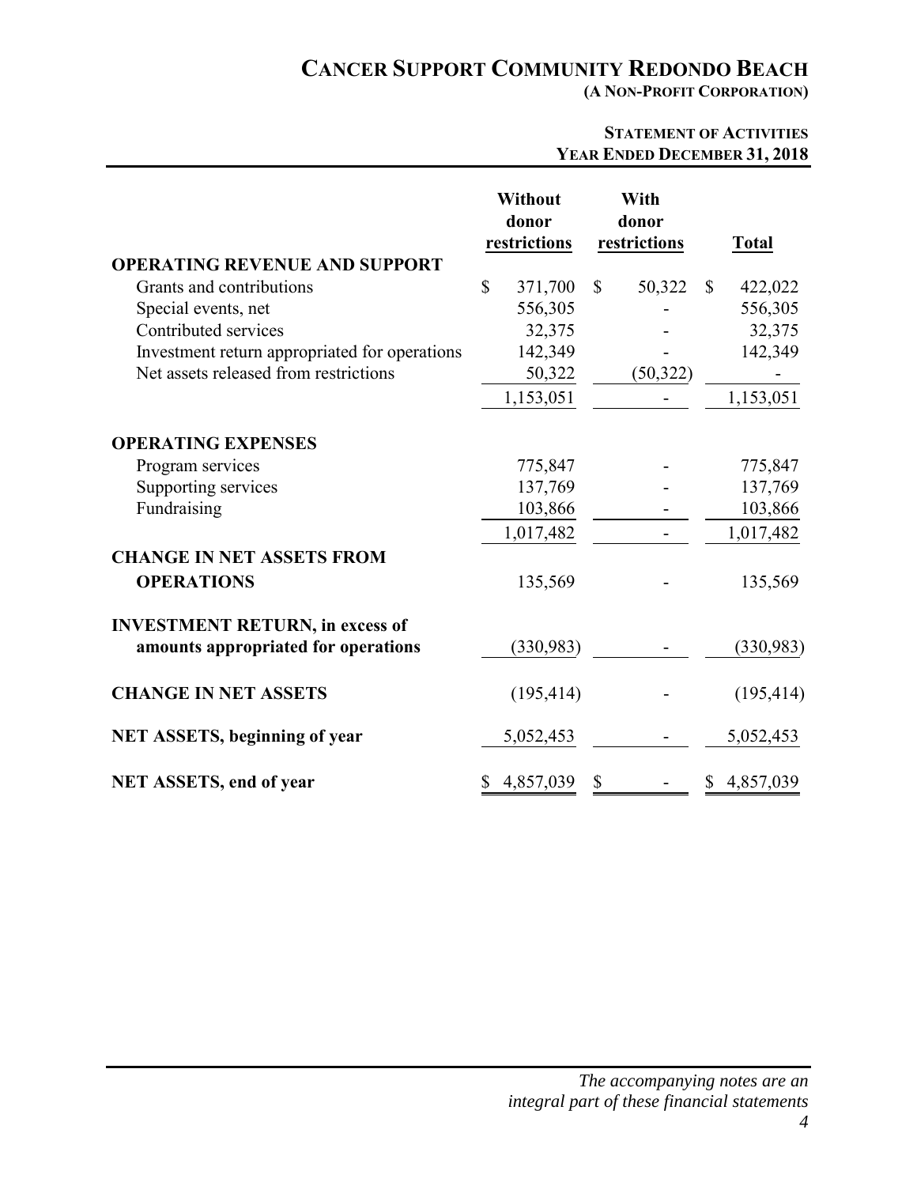# CANCER SUPPORT COMMUNITY REDONDO BEACH

**(A NON-PROFIT CORPORATION)**

**STATEMENT OF ACTIVITIES**
**YEAR ENDED DECEMBER 31, 2018**

| | Without donor restrictions | With donor restrictions | Total |
|---|---|---|---|
| **OPERATING REVENUE AND SUPPORT** | | | |
| Grants and contributions | $ 371,700 | $ 50,322 | $ 422,022 |
| Special events, net | 556,305 | - | 556,305 |
| Contributed services | 32,375 | - | 32,375 |
| Investment return appropriated for operations | 142,349 | - | 142,349 |
| Net assets released from restrictions | 50,322 | (50,322) | - |
| | 1,153,051 | - | 1,153,051 |
| **OPERATING EXPENSES** | | | |
| Program services | 775,847 | - | 775,847 |
| Supporting services | 137,769 | - | 137,769 |
| Fundraising | 103,866 | - | 103,866 |
| | 1,017,482 | - | 1,017,482 |
| **CHANGE IN NET ASSETS FROM OPERATIONS** | 135,569 | - | 135,569 |
| **INVESTMENT RETURN, in excess of amounts appropriated for operations** | (330,983) | - | (330,983) |
| **CHANGE IN NET ASSETS** | (195,414) | - | (195,414) |
| **NET ASSETS, beginning of year** | 5,052,453 | - | 5,052,453 |
| **NET ASSETS, end of year** | $ 4,857,039 | $ - | $ 4,857,039 |

*The accompanying notes are an integral part of these financial statements*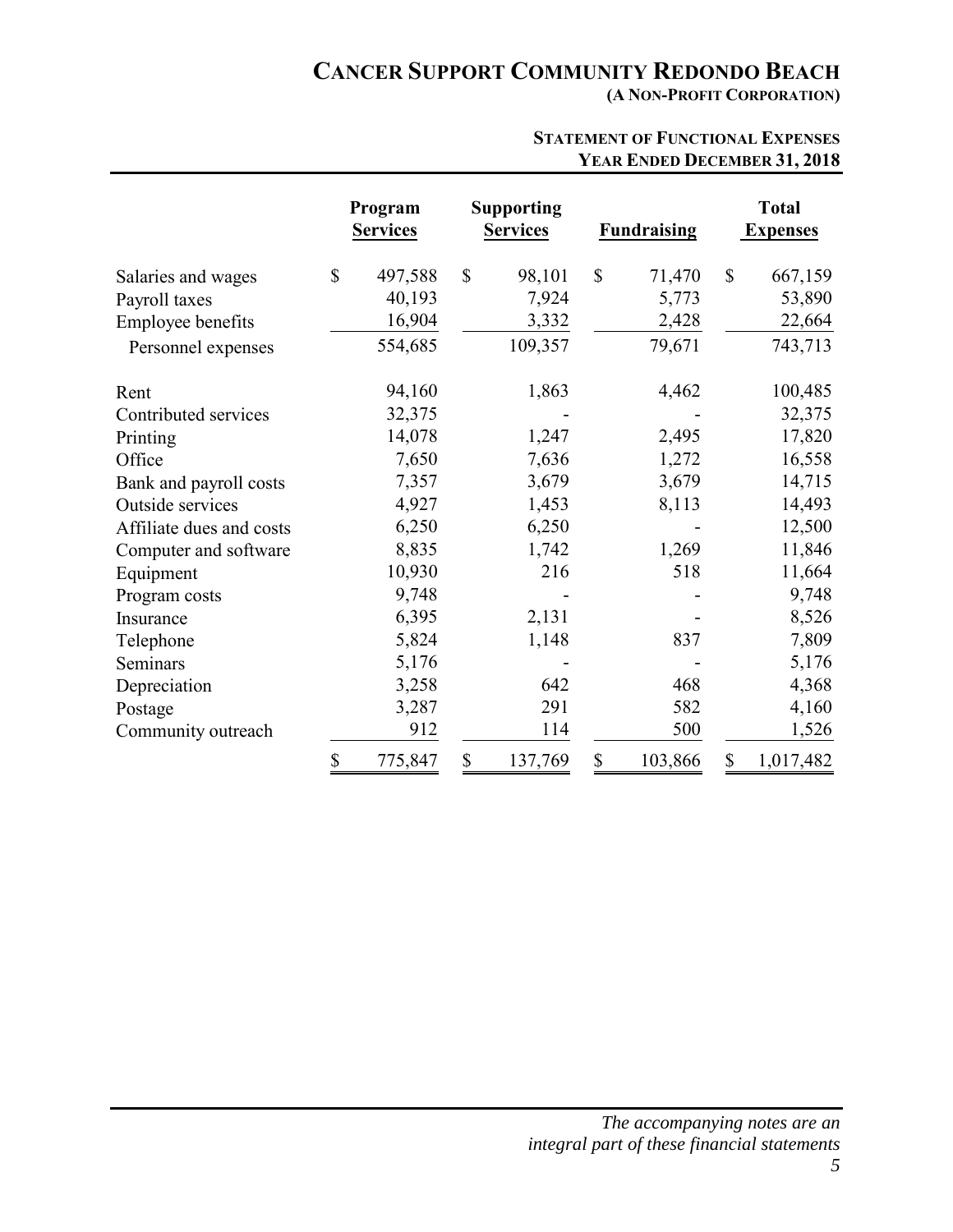# CANCER SUPPORT COMMUNITY REDONDO BEACH

**(A NON-PROFIT CORPORATION)**

## STATEMENT OF FUNCTIONAL EXPENSES
### YEAR ENDED DECEMBER 31, 2018

| | Program Services | Supporting Services | Fundraising | Total Expenses |
|---|---|---|---|---|
| Salaries and wages | $ 497,588 | $ 98,101 | $ 71,470 | $ 667,159 |
| Payroll taxes | 40,193 | 7,924 | 5,773 | 53,890 |
| Employee benefits | 16,904 | 3,332 | 2,428 | 22,664 |
| Personnel expenses | 554,685 | 109,357 | 79,671 | 743,713 |
| Rent | 94,160 | 1,863 | 4,462 | 100,485 |
| Contributed services | 32,375 | - | - | 32,375 |
| Printing | 14,078 | 1,247 | 2,495 | 17,820 |
| Office | 7,650 | 7,636 | 1,272 | 16,558 |
| Bank and payroll costs | 7,357 | 3,679 | 3,679 | 14,715 |
| Outside services | 4,927 | 1,453 | 8,113 | 14,493 |
| Affiliate dues and costs | 6,250 | 6,250 | - | 12,500 |
| Computer and software | 8,835 | 1,742 | 1,269 | 11,846 |
| Equipment | 10,930 | 216 | 518 | 11,664 |
| Program costs | 9,748 | - | - | 9,748 |
| Insurance | 6,395 | 2,131 | - | 8,526 |
| Telephone | 5,824 | 1,148 | 837 | 7,809 |
| Seminars | 5,176 | - | - | 5,176 |
| Depreciation | 3,258 | 642 | 468 | 4,368 |
| Postage | 3,287 | 291 | 582 | 4,160 |
| Community outreach | 912 | 114 | 500 | 1,526 |
| | $ 775,847 | $ 137,769 | $ 103,866 | $ 1,017,482 |

*The accompanying notes are an integral part of these financial statements*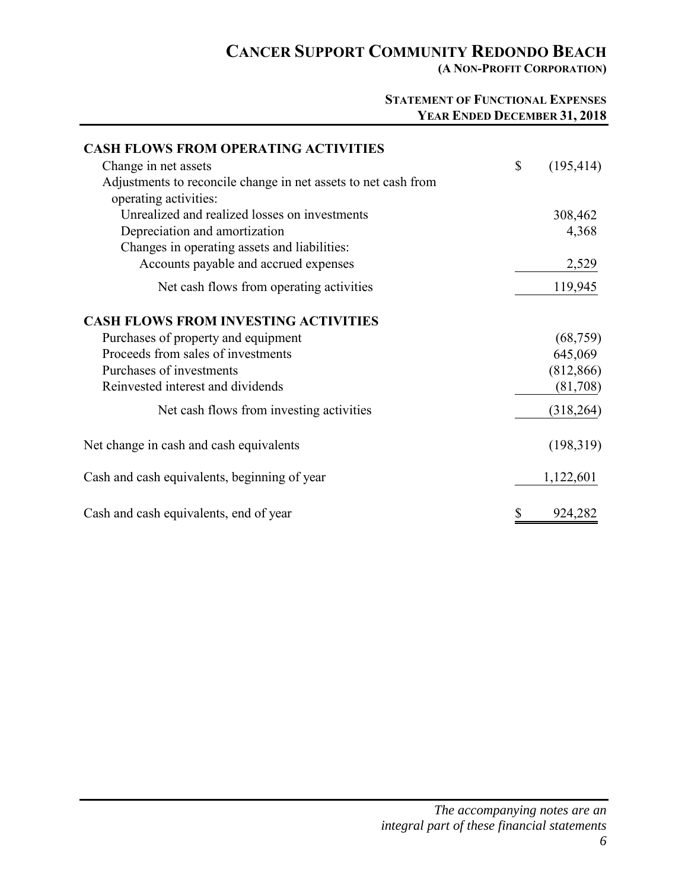# CANCER SUPPORT COMMUNITY REDONDO BEACH
**(A NON-PROFIT CORPORATION)**

**STATEMENT OF FUNCTIONAL EXPENSES**
**YEAR ENDED DECEMBER 31, 2018**

| | |
|---|---|
| **CASH FLOWS FROM OPERATING ACTIVITIES** | |
| Change in net assets | $ (195,414) |
| Adjustments to reconcile change in net assets to net cash from operating activities: | |
| Unrealized and realized losses on investments | 308,462 |
| Depreciation and amortization | 4,368 |
| Changes in operating assets and liabilities: | |
| Accounts payable and accrued expenses | 2,529 |
| Net cash flows from operating activities | 119,945 |
| **CASH FLOWS FROM INVESTING ACTIVITIES** | |
| Purchases of property and equipment | (68,759) |
| Proceeds from sales of investments | 645,069 |
| Purchases of investments | (812,866) |
| Reinvested interest and dividends | (81,708) |
| Net cash flows from investing activities | (318,264) |
| Net change in cash and cash equivalents | (198,319) |
| Cash and cash equivalents, beginning of year | 1,122,601 |
| Cash and cash equivalents, end of year | $ 924,282 |

*The accompanying notes are an integral part of these financial statements*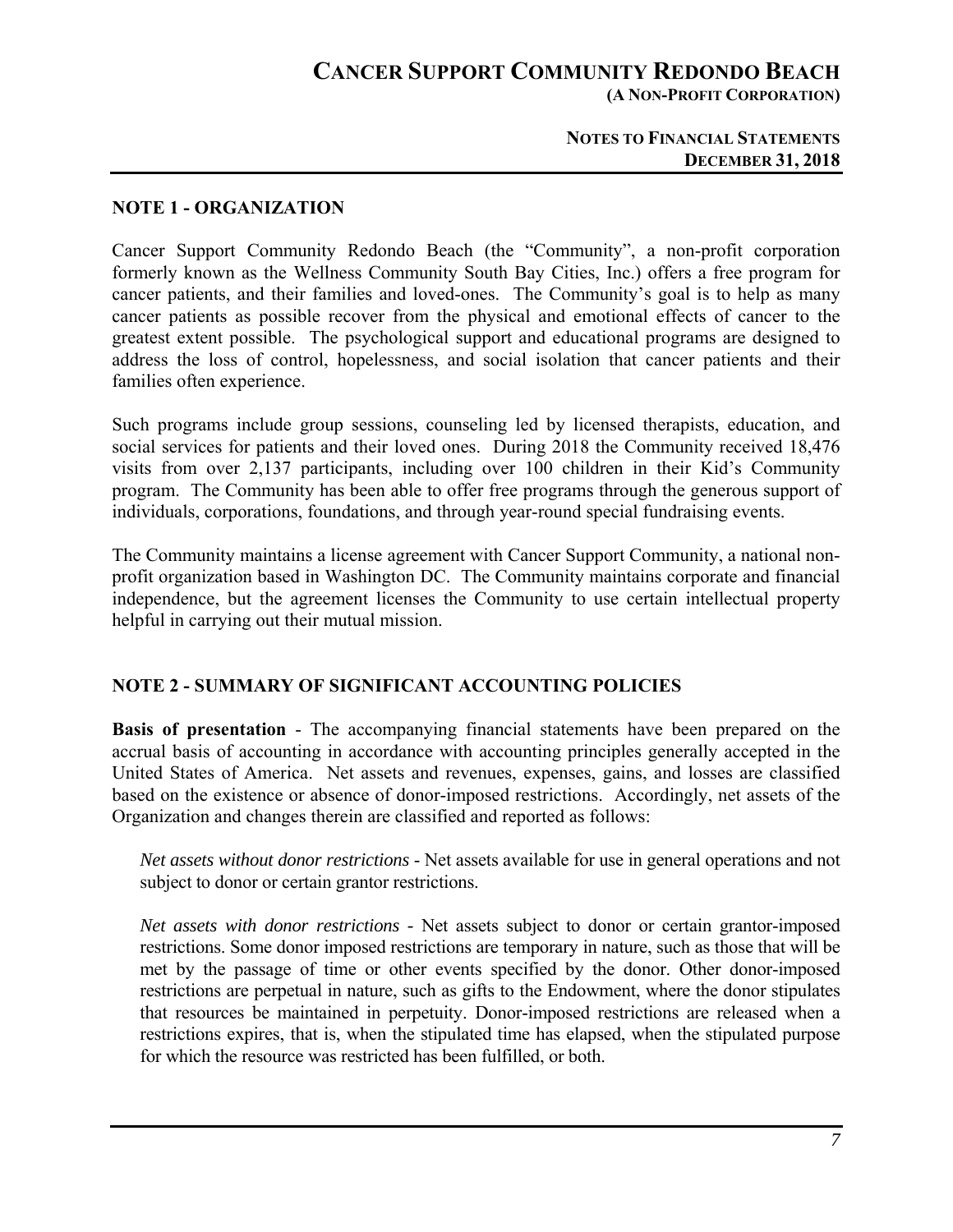## NOTE 1 - ORGANIZATION

Cancer Support Community Redondo Beach (the "Community", a non-profit corporation formerly known as the Wellness Community South Bay Cities, Inc.) offers a free program for cancer patients, and their families and loved-ones. The Community's goal is to help as many cancer patients as possible recover from the physical and emotional effects of cancer to the greatest extent possible. The psychological support and educational programs are designed to address the loss of control, hopelessness, and social isolation that cancer patients and their families often experience.

Such programs include group sessions, counseling led by licensed therapists, education, and social services for patients and their loved ones. During 2018 the Community received 18,476 visits from over 2,137 participants, including over 100 children in their Kid's Community program. The Community has been able to offer free programs through the generous support of individuals, corporations, foundations, and through year-round special fundraising events.

The Community maintains a license agreement with Cancer Support Community, a national non-profit organization based in Washington DC. The Community maintains corporate and financial independence, but the agreement licenses the Community to use certain intellectual property helpful in carrying out their mutual mission.

## NOTE 2 - SUMMARY OF SIGNIFICANT ACCOUNTING POLICIES

**Basis of presentation** - The accompanying financial statements have been prepared on the accrual basis of accounting in accordance with accounting principles generally accepted in the United States of America. Net assets and revenues, expenses, gains, and losses are classified based on the existence or absence of donor-imposed restrictions. Accordingly, net assets of the Organization and changes therein are classified and reported as follows:

*Net assets without donor restrictions* - Net assets available for use in general operations and not subject to donor or certain grantor restrictions.

*Net assets with donor restrictions* - Net assets subject to donor or certain grantor-imposed restrictions. Some donor imposed restrictions are temporary in nature, such as those that will be met by the passage of time or other events specified by the donor. Other donor-imposed restrictions are perpetual in nature, such as gifts to the Endowment, where the donor stipulates that resources be maintained in perpetuity. Donor-imposed restrictions are released when a restrictions expires, that is, when the stipulated time has elapsed, when the stipulated purpose for which the resource was restricted has been fulfilled, or both.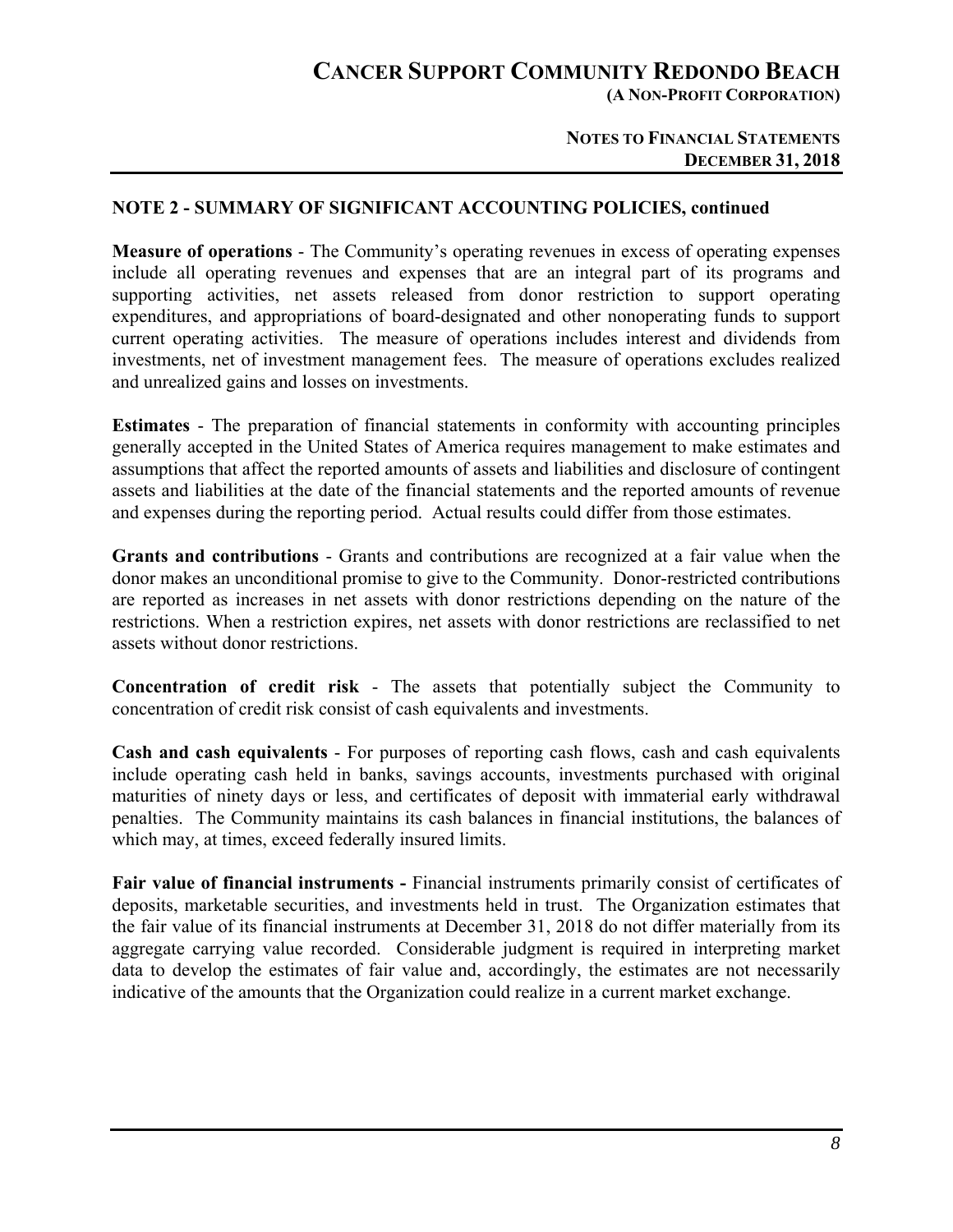## NOTE 2 - SUMMARY OF SIGNIFICANT ACCOUNTING POLICIES, continued

**Measure of operations** - The Community's operating revenues in excess of operating expenses include all operating revenues and expenses that are an integral part of its programs and supporting activities, net assets released from donor restriction to support operating expenditures, and appropriations of board-designated and other nonoperating funds to support current operating activities. The measure of operations includes interest and dividends from investments, net of investment management fees. The measure of operations excludes realized and unrealized gains and losses on investments.

**Estimates** - The preparation of financial statements in conformity with accounting principles generally accepted in the United States of America requires management to make estimates and assumptions that affect the reported amounts of assets and liabilities and disclosure of contingent assets and liabilities at the date of the financial statements and the reported amounts of revenue and expenses during the reporting period. Actual results could differ from those estimates.

**Grants and contributions** - Grants and contributions are recognized at a fair value when the donor makes an unconditional promise to give to the Community. Donor-restricted contributions are reported as increases in net assets with donor restrictions depending on the nature of the restrictions. When a restriction expires, net assets with donor restrictions are reclassified to net assets without donor restrictions.

**Concentration of credit risk** - The assets that potentially subject the Community to concentration of credit risk consist of cash equivalents and investments.

**Cash and cash equivalents** - For purposes of reporting cash flows, cash and cash equivalents include operating cash held in banks, savings accounts, investments purchased with original maturities of ninety days or less, and certificates of deposit with immaterial early withdrawal penalties. The Community maintains its cash balances in financial institutions, the balances of which may, at times, exceed federally insured limits.

**Fair value of financial instruments -** Financial instruments primarily consist of certificates of deposits, marketable securities, and investments held in trust. The Organization estimates that the fair value of its financial instruments at December 31, 2018 do not differ materially from its aggregate carrying value recorded. Considerable judgment is required in interpreting market data to develop the estimates of fair value and, accordingly, the estimates are not necessarily indicative of the amounts that the Organization could realize in a current market exchange.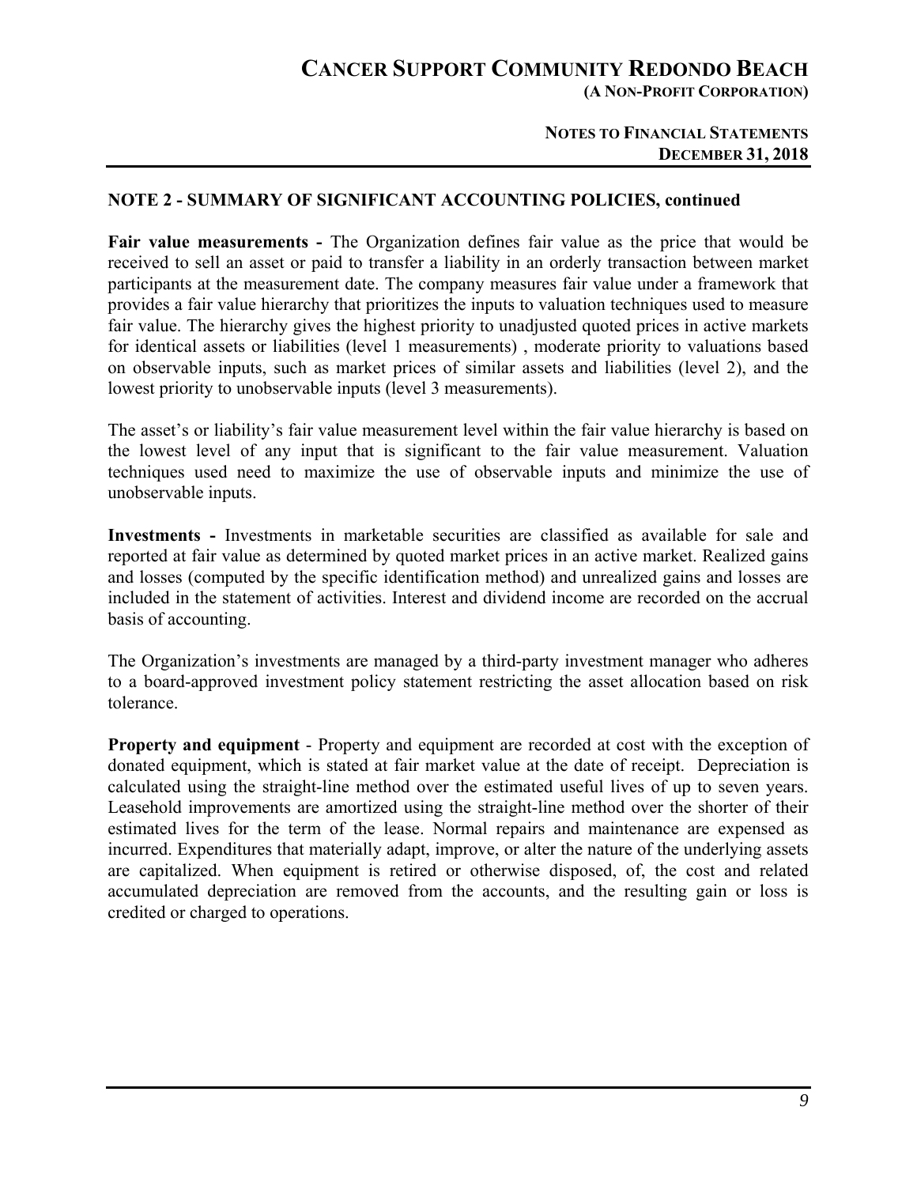## NOTE 2 - SUMMARY OF SIGNIFICANT ACCOUNTING POLICIES, continued

**Fair value measurements -** The Organization defines fair value as the price that would be received to sell an asset or paid to transfer a liability in an orderly transaction between market participants at the measurement date. The company measures fair value under a framework that provides a fair value hierarchy that prioritizes the inputs to valuation techniques used to measure fair value. The hierarchy gives the highest priority to unadjusted quoted prices in active markets for identical assets or liabilities (level 1 measurements) , moderate priority to valuations based on observable inputs, such as market prices of similar assets and liabilities (level 2), and the lowest priority to unobservable inputs (level 3 measurements).

The asset's or liability's fair value measurement level within the fair value hierarchy is based on the lowest level of any input that is significant to the fair value measurement. Valuation techniques used need to maximize the use of observable inputs and minimize the use of unobservable inputs.

**Investments -** Investments in marketable securities are classified as available for sale and reported at fair value as determined by quoted market prices in an active market. Realized gains and losses (computed by the specific identification method) and unrealized gains and losses are included in the statement of activities. Interest and dividend income are recorded on the accrual basis of accounting.

The Organization's investments are managed by a third-party investment manager who adheres to a board-approved investment policy statement restricting the asset allocation based on risk tolerance.

**Property and equipment** - Property and equipment are recorded at cost with the exception of donated equipment, which is stated at fair market value at the date of receipt. Depreciation is calculated using the straight-line method over the estimated useful lives of up to seven years. Leasehold improvements are amortized using the straight-line method over the shorter of their estimated lives for the term of the lease. Normal repairs and maintenance are expensed as incurred. Expenditures that materially adapt, improve, or alter the nature of the underlying assets are capitalized. When equipment is retired or otherwise disposed, of, the cost and related accumulated depreciation are removed from the accounts, and the resulting gain or loss is credited or charged to operations.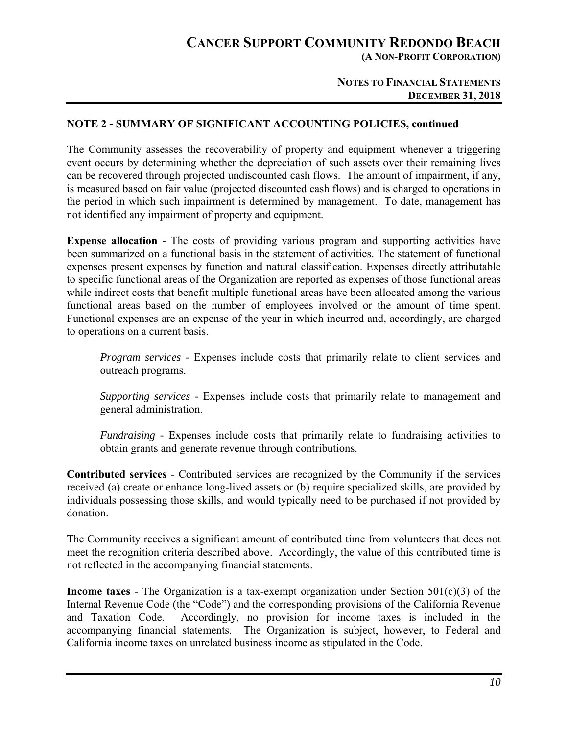## NOTE 2 - SUMMARY OF SIGNIFICANT ACCOUNTING POLICIES, continued

The Community assesses the recoverability of property and equipment whenever a triggering event occurs by determining whether the depreciation of such assets over their remaining lives can be recovered through projected undiscounted cash flows. The amount of impairment, if any, is measured based on fair value (projected discounted cash flows) and is charged to operations in the period in which such impairment is determined by management. To date, management has not identified any impairment of property and equipment.

**Expense allocation** - The costs of providing various program and supporting activities have been summarized on a functional basis in the statement of activities. The statement of functional expenses present expenses by function and natural classification. Expenses directly attributable to specific functional areas of the Organization are reported as expenses of those functional areas while indirect costs that benefit multiple functional areas have been allocated among the various functional areas based on the number of employees involved or the amount of time spent. Functional expenses are an expense of the year in which incurred and, accordingly, are charged to operations on a current basis.

> *Program services* - Expenses include costs that primarily relate to client services and outreach programs.
>
> *Supporting services* - Expenses include costs that primarily relate to management and general administration.
>
> *Fundraising* - Expenses include costs that primarily relate to fundraising activities to obtain grants and generate revenue through contributions.

**Contributed services** - Contributed services are recognized by the Community if the services received (a) create or enhance long-lived assets or (b) require specialized skills, are provided by individuals possessing those skills, and would typically need to be purchased if not provided by donation.

The Community receives a significant amount of contributed time from volunteers that does not meet the recognition criteria described above. Accordingly, the value of this contributed time is not reflected in the accompanying financial statements.

**Income taxes** - The Organization is a tax-exempt organization under Section 501(c)(3) of the Internal Revenue Code (the "Code") and the corresponding provisions of the California Revenue and Taxation Code. Accordingly, no provision for income taxes is included in the accompanying financial statements. The Organization is subject, however, to Federal and California income taxes on unrelated business income as stipulated in the Code.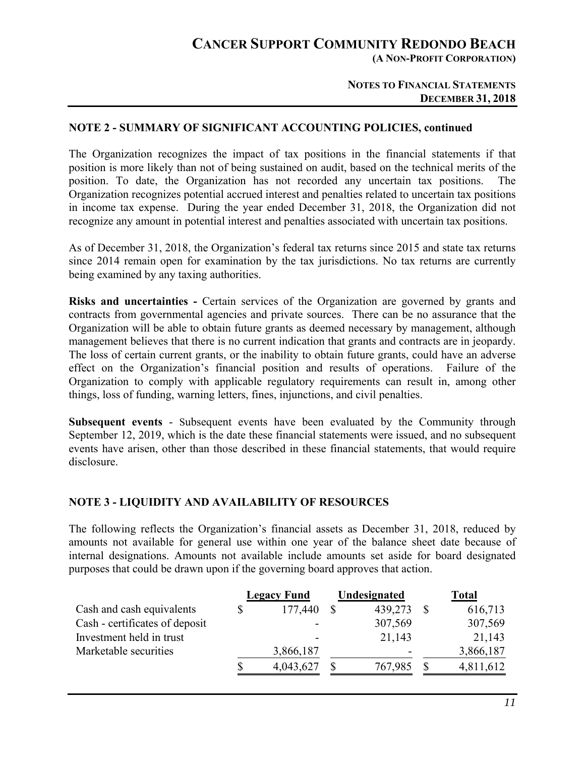## NOTE 2 - SUMMARY OF SIGNIFICANT ACCOUNTING POLICIES, continued

The Organization recognizes the impact of tax positions in the financial statements if that position is more likely than not of being sustained on audit, based on the technical merits of the position. To date, the Organization has not recorded any uncertain tax positions. The Organization recognizes potential accrued interest and penalties related to uncertain tax positions in income tax expense. During the year ended December 31, 2018, the Organization did not recognize any amount in potential interest and penalties associated with uncertain tax positions.

As of December 31, 2018, the Organization's federal tax returns since 2015 and state tax returns since 2014 remain open for examination by the tax jurisdictions. No tax returns are currently being examined by any taxing authorities.

**Risks and uncertainties -** Certain services of the Organization are governed by grants and contracts from governmental agencies and private sources. There can be no assurance that the Organization will be able to obtain future grants as deemed necessary by management, although management believes that there is no current indication that grants and contracts are in jeopardy. The loss of certain current grants, or the inability to obtain future grants, could have an adverse effect on the Organization's financial position and results of operations. Failure of the Organization to comply with applicable regulatory requirements can result in, among other things, loss of funding, warning letters, fines, injunctions, and civil penalties.

**Subsequent events** - Subsequent events have been evaluated by the Community through September 12, 2019, which is the date these financial statements were issued, and no subsequent events have arisen, other than those described in these financial statements, that would require disclosure.

## NOTE 3 - LIQUIDITY AND AVAILABILITY OF RESOURCES

The following reflects the Organization's financial assets as December 31, 2018, reduced by amounts not available for general use within one year of the balance sheet date because of internal designations. Amounts not available include amounts set aside for board designated purposes that could be drawn upon if the governing board approves that action.

| | Legacy Fund | Undesignated | Total |
|---|---|---|---|
| Cash and cash equivalents | $ 177,440 | $ 439,273 | $ 616,713 |
| Cash - certificates of deposit | - | 307,569 | 307,569 |
| Investment held in trust | - | 21,143 | 21,143 |
| Marketable securities | 3,866,187 | - | 3,866,187 |
| | $ 4,043,627 | $ 767,985 | $ 4,811,612 |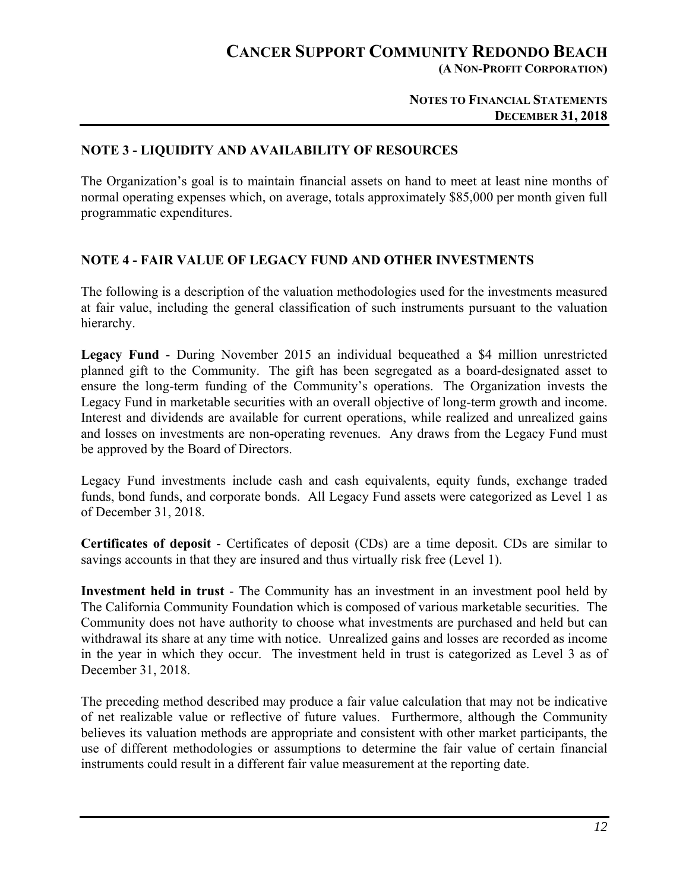## NOTE 3 - LIQUIDITY AND AVAILABILITY OF RESOURCES

The Organization's goal is to maintain financial assets on hand to meet at least nine months of normal operating expenses which, on average, totals approximately $85,000 per month given full programmatic expenditures.

## NOTE 4 - FAIR VALUE OF LEGACY FUND AND OTHER INVESTMENTS

The following is a description of the valuation methodologies used for the investments measured at fair value, including the general classification of such instruments pursuant to the valuation hierarchy.

**Legacy Fund** - During November 2015 an individual bequeathed a $4 million unrestricted planned gift to the Community. The gift has been segregated as a board-designated asset to ensure the long-term funding of the Community's operations. The Organization invests the Legacy Fund in marketable securities with an overall objective of long-term growth and income. Interest and dividends are available for current operations, while realized and unrealized gains and losses on investments are non-operating revenues. Any draws from the Legacy Fund must be approved by the Board of Directors.

Legacy Fund investments include cash and cash equivalents, equity funds, exchange traded funds, bond funds, and corporate bonds. All Legacy Fund assets were categorized as Level 1 as of December 31, 2018.

**Certificates of deposit** - Certificates of deposit (CDs) are a time deposit. CDs are similar to savings accounts in that they are insured and thus virtually risk free (Level 1).

**Investment held in trust** - The Community has an investment in an investment pool held by The California Community Foundation which is composed of various marketable securities. The Community does not have authority to choose what investments are purchased and held but can withdrawal its share at any time with notice. Unrealized gains and losses are recorded as income in the year in which they occur. The investment held in trust is categorized as Level 3 as of December 31, 2018.

The preceding method described may produce a fair value calculation that may not be indicative of net realizable value or reflective of future values. Furthermore, although the Community believes its valuation methods are appropriate and consistent with other market participants, the use of different methodologies or assumptions to determine the fair value of certain financial instruments could result in a different fair value measurement at the reporting date.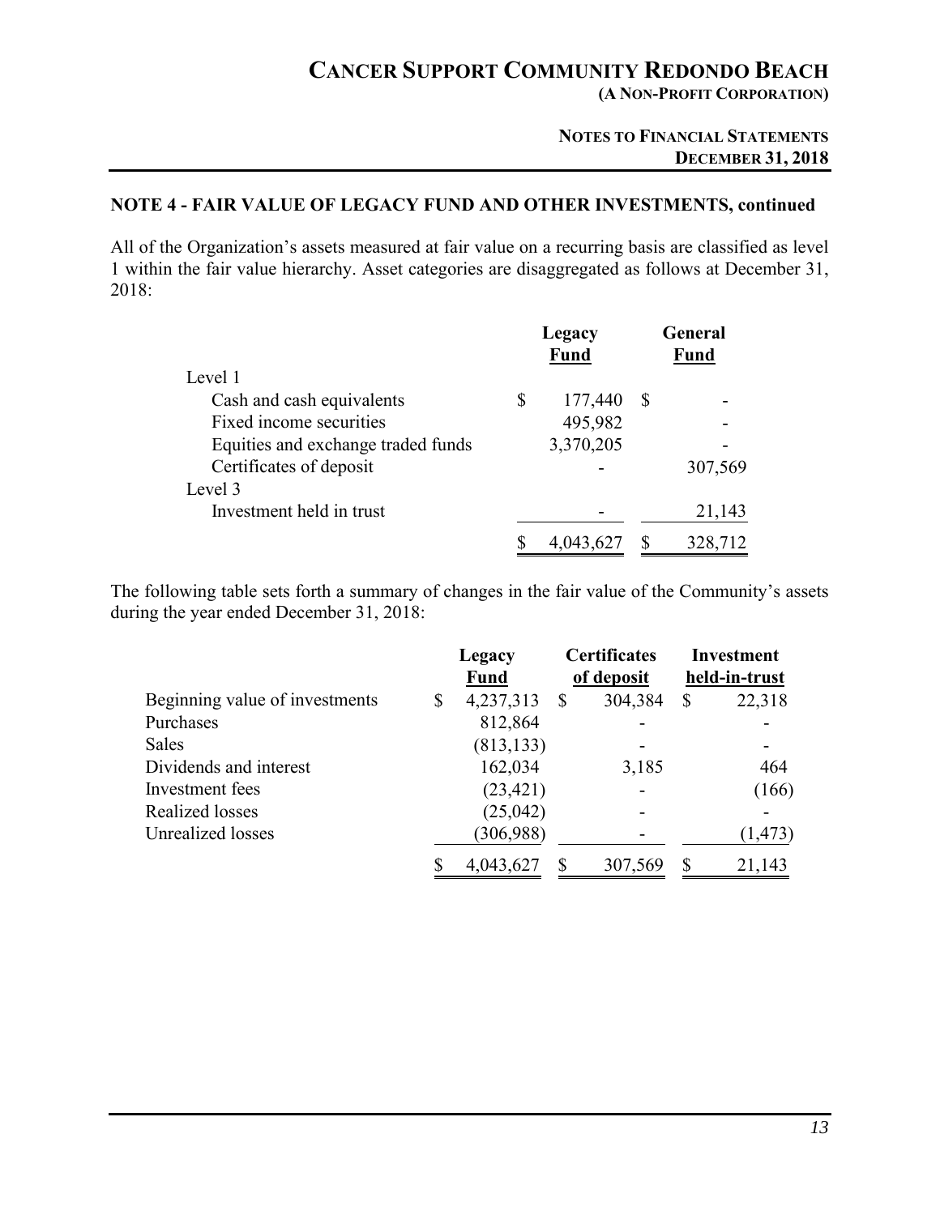## NOTE 4 - FAIR VALUE OF LEGACY FUND AND OTHER INVESTMENTS, continued

All of the Organization's assets measured at fair value on a recurring basis are classified as level 1 within the fair value hierarchy. Asset categories are disaggregated as follows at December 31, 2018:

| | Legacy Fund | General Fund |
|---|---|---|
| Level 1 | | |
| Cash and cash equivalents | $ 177,440 | $ - |
| Fixed income securities | 495,982 | - |
| Equities and exchange traded funds | 3,370,205 | - |
| Certificates of deposit | - | 307,569 |
| Level 3 | | |
| Investment held in trust | - | 21,143 |
| | $ 4,043,627 | $ 328,712 |

The following table sets forth a summary of changes in the fair value of the Community's assets during the year ended December 31, 2018:

| | Legacy Fund | Certificates of deposit | Investment held-in-trust |
|---|---|---|---|
| Beginning value of investments | $ 4,237,313 | $ 304,384 | $ 22,318 |
| Purchases | 812,864 | - | - |
| Sales | (813,133) | - | - |
| Dividends and interest | 162,034 | 3,185 | 464 |
| Investment fees | (23,421) | - | (166) |
| Realized losses | (25,042) | - | - |
| Unrealized losses | (306,988) | - | (1,473) |
| | $ 4,043,627 | $ 307,569 | $ 21,143 |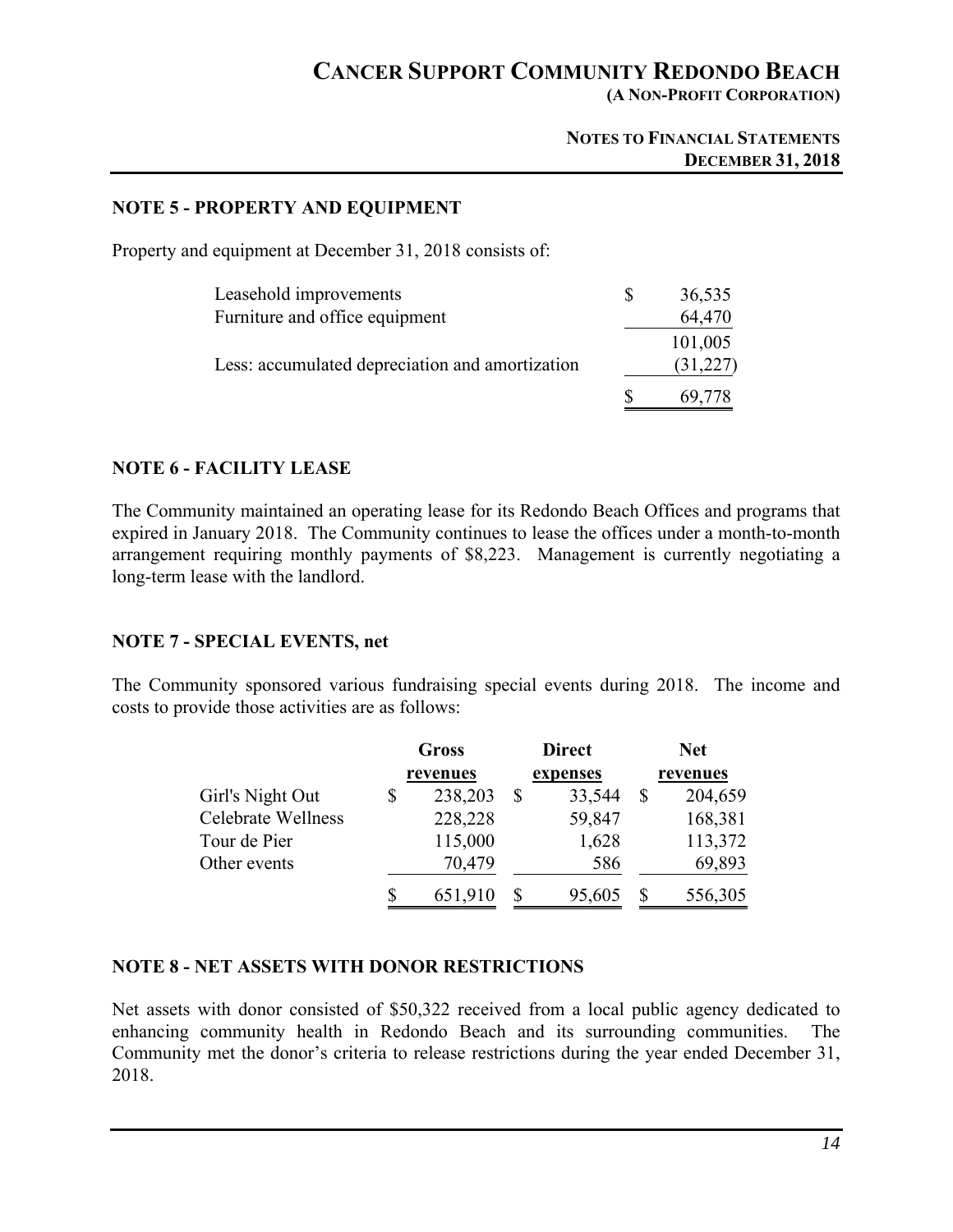## NOTE 5 - PROPERTY AND EQUIPMENT

Property and equipment at December 31, 2018 consists of:

| | |
|---|---|
| Leasehold improvements | $ 36,535 |
| Furniture and office equipment | 64,470 |
| | 101,005 |
| Less: accumulated depreciation and amortization | (31,227) |
| | $ 69,778 |

## NOTE 6 - FACILITY LEASE

The Community maintained an operating lease for its Redondo Beach Offices and programs that expired in January 2018. The Community continues to lease the offices under a month-to-month arrangement requiring monthly payments of $8,223. Management is currently negotiating a long-term lease with the landlord.

## NOTE 7 - SPECIAL EVENTS, net

The Community sponsored various fundraising special events during 2018. The income and costs to provide those activities are as follows:

| | Gross revenues | Direct expenses | Net revenues |
|---|---|---|---|
| Girl's Night Out | $ 238,203 | $ 33,544 | $ 204,659 |
| Celebrate Wellness | 228,228 | 59,847 | 168,381 |
| Tour de Pier | 115,000 | 1,628 | 113,372 |
| Other events | 70,479 | 586 | 69,893 |
| | $ 651,910 | $ 95,605 | $ 556,305 |

## NOTE 8 - NET ASSETS WITH DONOR RESTRICTIONS

Net assets with donor consisted of $50,322 received from a local public agency dedicated to enhancing community health in Redondo Beach and its surrounding communities. The Community met the donor's criteria to release restrictions during the year ended December 31, 2018.